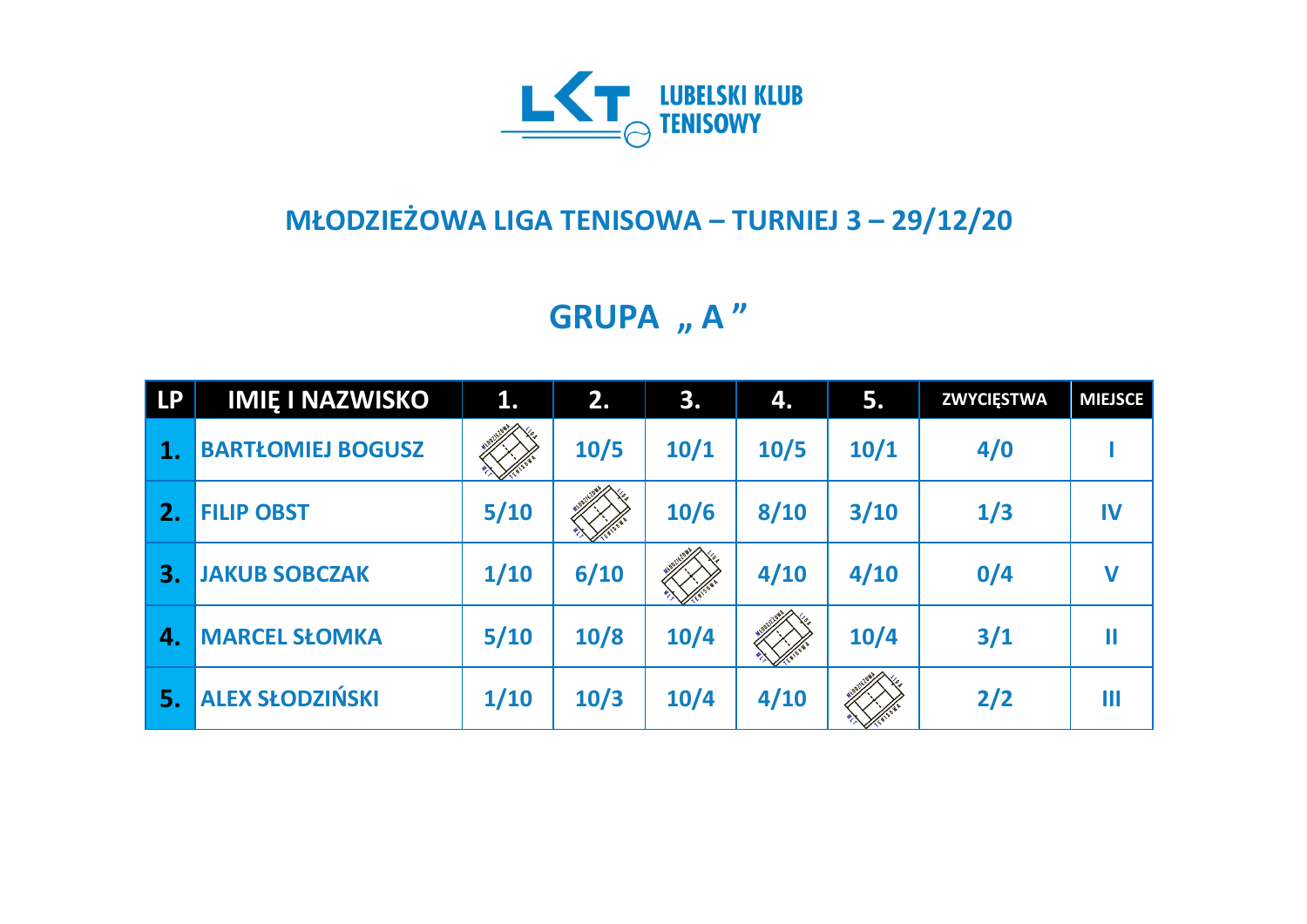LUBELSKI KLUB TENISOWY

## MŁODZIEŻOWA LIGA TENISOWA – TURNIEJ 3 – 29/12/20

## GRUPA „ A ”

| LP | IMIĘ I NAZWISKO | 1. | 2. | 3. | 4. | 5. | ZWYCIĘSTWA | MIEJSCE |
|---|---|---|---|---|---|---|---|---|
| 1. | BARTŁOMIEJ BOGUSZ | | 10/5 | 10/1 | 10/5 | 10/1 | 4/0 | I |
| 2. | FILIP OBST | 5/10 | | 10/6 | 8/10 | 3/10 | 1/3 | IV |
| 3. | JAKUB SOBCZAK | 1/10 | 6/10 | | 4/10 | 4/10 | 0/4 | V |
| 4. | MARCEL SŁOMKA | 5/10 | 10/8 | 10/4 | | 10/4 | 3/1 | II |
| 5. | ALEX SŁODZIŃSKI | 1/10 | 10/3 | 10/4 | 4/10 | | 2/2 | III |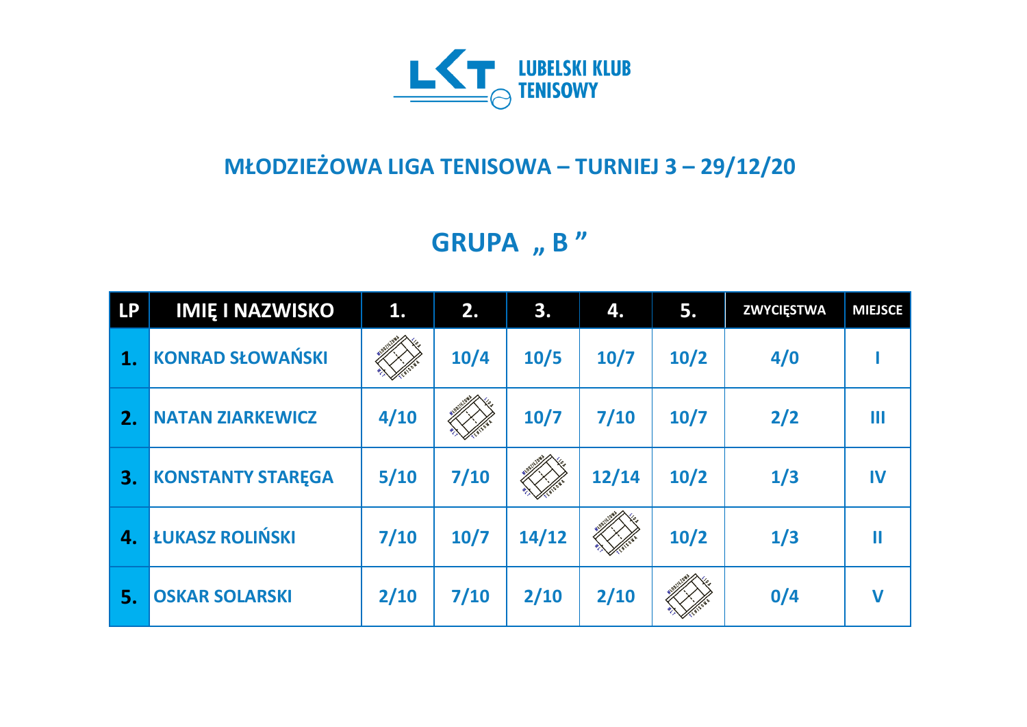LUBELSKI KLUB TENISOWY

## MŁODZIEŻOWA LIGA TENISOWA – TURNIEJ 3 – 29/12/20

## GRUPA „ B ”

| LP | IMIĘ I NAZWISKO | 1. | 2. | 3. | 4. | 5. | ZWYCIĘSTWA | MIEJSCE |
|---|---|---|---|---|---|---|---|---|
| 1. | KONRAD SŁOWAŃSKI | | 10/4 | 10/5 | 10/7 | 10/2 | 4/0 | I |
| 2. | NATAN ZIARKEWICZ | 4/10 | | 10/7 | 7/10 | 10/7 | 2/2 | III |
| 3. | KONSTANTY STARĘGA | 5/10 | 7/10 | | 12/14 | 10/2 | 1/3 | IV |
| 4. | ŁUKASZ ROLIŃSKI | 7/10 | 10/7 | 14/12 | | 10/2 | 1/3 | II |
| 5. | OSKAR SOLARSKI | 2/10 | 7/10 | 2/10 | 2/10 | | 0/4 | V |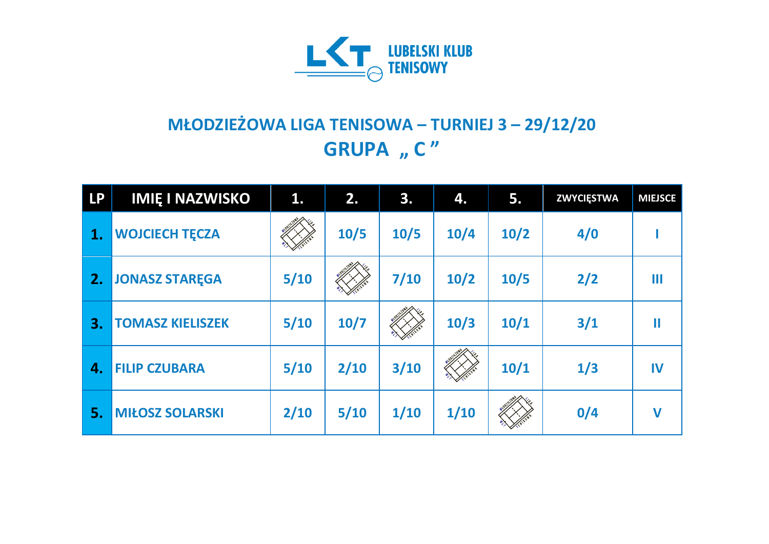LUBELSKI KLUB TENISOWY

# MŁODZIEŻOWA LIGA TENISOWA – TURNIEJ 3 – 29/12/20

## GRUPA „ C ”

| LP | IMIĘ I NAZWISKO | 1. | 2. | 3. | 4. | 5. | ZWYCIĘSTWA | MIEJSCE |
|---|---|---|---|---|---|---|---|---|
| 1. | WOJCIECH TĘCZA | | 10/5 | 10/5 | 10/4 | 10/2 | 4/0 | I |
| 2. | JONASZ STARĘGA | 5/10 | | 7/10 | 10/2 | 10/5 | 2/2 | III |
| 3. | TOMASZ KIELISZEK | 5/10 | 10/7 | | 10/3 | 10/1 | 3/1 | II |
| 4. | FILIP CZUBARA | 5/10 | 2/10 | 3/10 | | 10/1 | 1/3 | IV |
| 5. | MIŁOSZ SOLARSKI | 2/10 | 5/10 | 1/10 | 1/10 | | 0/4 | V |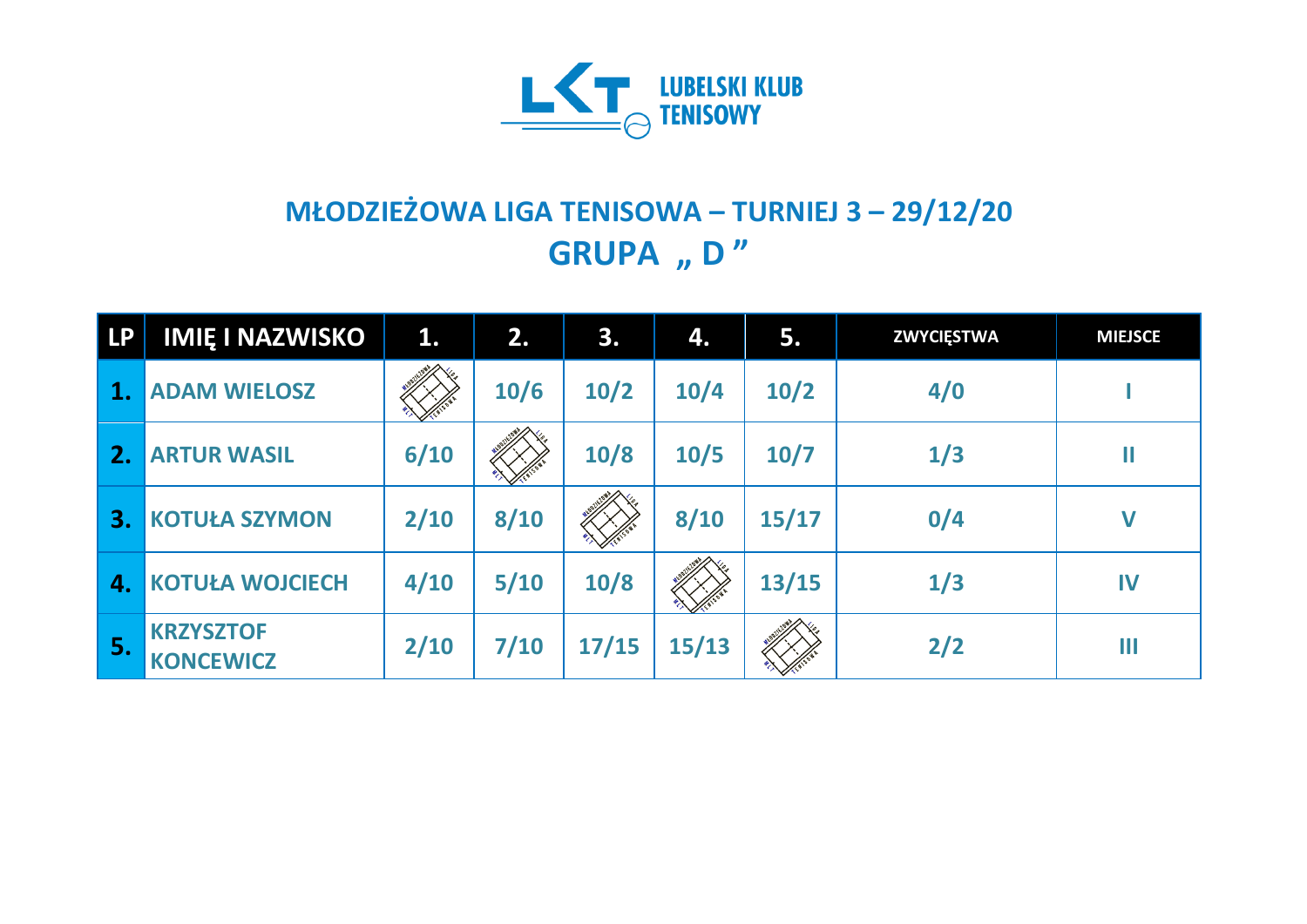LUBELSKI KLUB TENISOWY

# MŁODZIEŻOWA LIGA TENISOWA – TURNIEJ 3 – 29/12/20

## GRUPA „ D ”

| LP | IMIĘ I NAZWISKO | 1. | 2. | 3. | 4. | 5. | ZWYCIĘSTWA | MIEJSCE |
|---|---|---|---|---|---|---|---|---|
| 1. | ADAM WIELOSZ | | 10/6 | 10/2 | 10/4 | 10/2 | 4/0 | I |
| 2. | ARTUR WASIL | 6/10 | | 10/8 | 10/5 | 10/7 | 1/3 | II |
| 3. | KOTUŁA SZYMON | 2/10 | 8/10 | | 8/10 | 15/17 | 0/4 | V |
| 4. | KOTUŁA WOJCIECH | 4/10 | 5/10 | 10/8 | | 13/15 | 1/3 | IV |
| 5. | KRZYSZTOF KONCEWICZ | 2/10 | 7/10 | 17/15 | 15/13 | | 2/2 | III |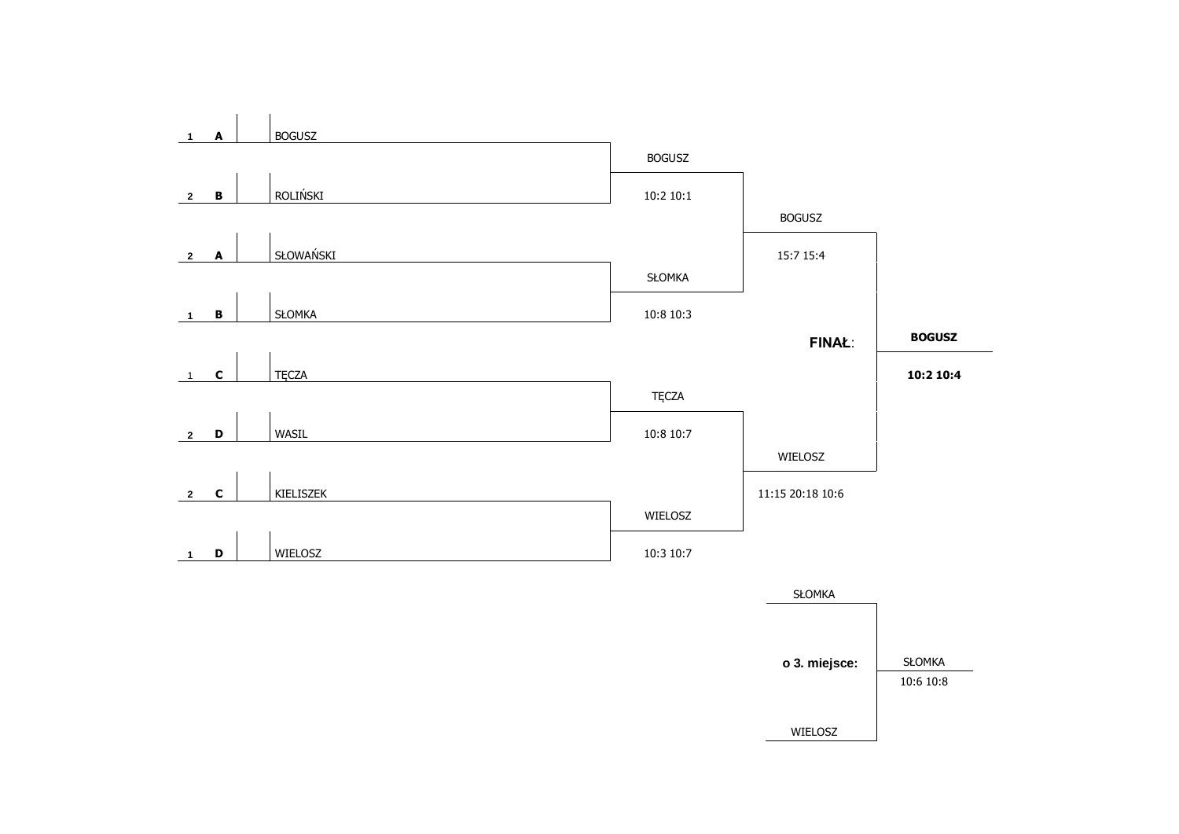| | | |
|---|---|---|
| 1 | A | BOGUSZ |
| 2 | B | ROLIŃSKI |
| 2 | A | SŁOWAŃSKI |
| 1 | B | SŁOMKA |
| 1 | C | TĘCZA |
| 2 | D | WASIL |
| 2 | C | KIELISZEK |
| 1 | D | WIELOSZ |

BOGUSZ
10:2 10:1

SŁOMKA
10:8 10:3

TĘCZA
10:8 10:7

WIELOSZ
10:3 10:7

BOGUSZ
15:7 15:4

WIELOSZ
11:15 20:18 10:6

**FINAŁ**:

**BOGUSZ**

**10:2 10:4**

SŁOMKA

**o 3. miejsce:**

WIELOSZ

SŁOMKA
10:6 10:8